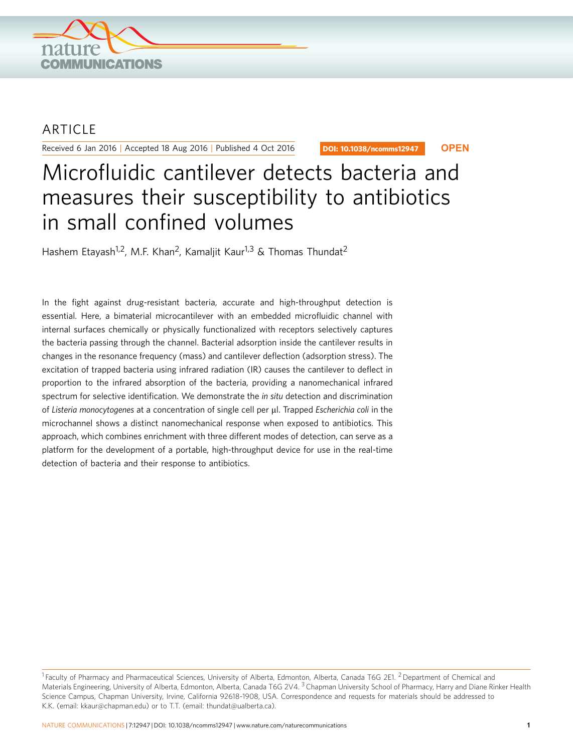ARTICLE

Received 6 Jan 2016 | Accepted 18 Aug 2016 | Published 4 Oct 2016

DOI: 10.1038/ncomms12947 **OPEN**

# Microfluidic cantilever detects bacteria and measures their susceptibility to antibiotics in small confined volumes

Hashem Etayash[1,2], M.F. Khan[2], Kamaljit Kaur[1,3] & Thomas Thundat[2]

In the fight against drug-resistant bacteria, accurate and high-throughput detection is essential. Here, a bimaterial microcantilever with an embedded microfluidic channel with internal surfaces chemically or physically functionalized with receptors selectively captures the bacteria passing through the channel. Bacterial adsorption inside the cantilever results in changes in the resonance frequency (mass) and cantilever deflection (adsorption stress). The excitation of trapped bacteria using infrared radiation (IR) causes the cantilever to deflect in proportion to the infrared absorption of the bacteria, providing a nanomechanical infrared spectrum for selective identification. We demonstrate the *in situ* detection and discrimination of *Listeria monocytogenes* at a concentration of single cell per µl. Trapped *Escherichia coli* in the microchannel shows a distinct nanomechanical response when exposed to antibiotics. This approach, which combines enrichment with three different modes of detection, can serve as a platform for the development of a portable, high-throughput device for use in the real-time detection of bacteria and their response to antibiotics.

[1] Faculty of Pharmacy and Pharmaceutical Sciences, University of Alberta, Edmonton, Alberta, Canada T6G 2E1. [2] Department of Chemical and Materials Engineering, University of Alberta, Edmonton, Alberta, Canada T6G 2V4. [3] Chapman University School of Pharmacy, Harry and Diane Rinker Health Science Campus, Chapman University, Irvine, California 92618-1908, USA. Correspondence and requests for materials should be addressed to K.K. (email: kkaur@chapman.edu) or to T.T. (email: thundat@ualberta.ca).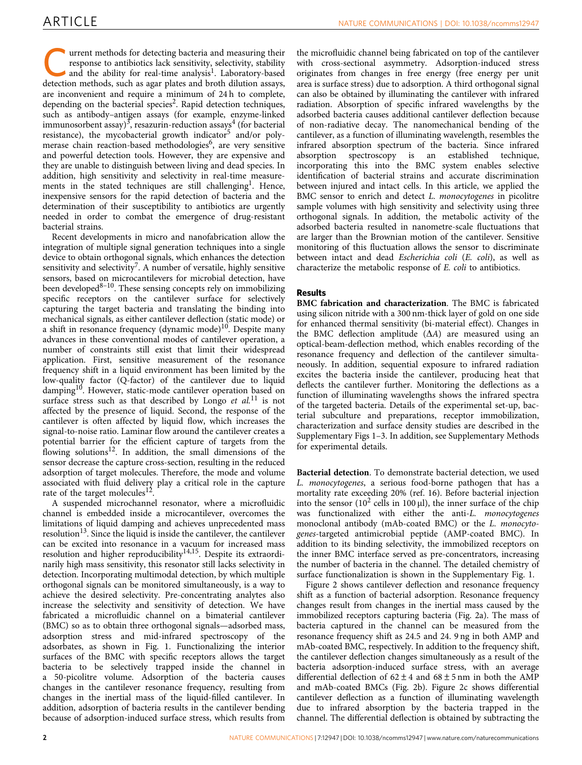Current methods for detecting bacteria and measuring their response to antibiotics lack sensitivity, selectivity, stability and the ability for real-time analysis[1]. Laboratory-based detection methods, such as agar plates and broth dilution assays, are inconvenient and require a minimum of 24 h to complete, depending on the bacterial species[2]. Rapid detection techniques, such as antibody–antigen assays (for example, enzyme-linked immunosorbent assay)[3], resazurin-reduction assays[4] (for bacterial resistance), the mycobacterial growth indicator[5] and/or polymerase chain reaction-based methodologies[6], are very sensitive and powerful detection tools. However, they are expensive and they are unable to distinguish between living and dead species. In addition, high sensitivity and selectivity in real-time measurements in the stated techniques are still challenging[1]. Hence, inexpensive sensors for the rapid detection of bacteria and the determination of their susceptibility to antibiotics are urgently needed in order to combat the emergence of drug-resistant bacterial strains.

Recent developments in micro and nanofabrication allow the integration of multiple signal generation techniques into a single device to obtain orthogonal signals, which enhances the detection sensitivity and selectivity[7]. A number of versatile, highly sensitive sensors, based on microcantilevers for microbial detection, have been developed[8–10]. These sensing concepts rely on immobilizing specific receptors on the cantilever surface for selectively capturing the target bacteria and translating the binding into mechanical signals, as either cantilever deflection (static mode) or a shift in resonance frequency (dynamic mode)[10]. Despite many advances in these conventional modes of cantilever operation, a number of constraints still exist that limit their widespread application. First, sensitive measurement of the resonance frequency shift in a liquid environment has been limited by the low-quality factor (Q-factor) of the cantilever due to liquid damping[10]. However, static-mode cantilever operation based on surface stress such as that described by Longo *et al.*[11] is not affected by the presence of liquid. Second, the response of the cantilever is often affected by liquid flow, which increases the signal-to-noise ratio. Laminar flow around the cantilever creates a potential barrier for the efficient capture of targets from the flowing solutions[12]. In addition, the small dimensions of the sensor decrease the capture cross-section, resulting in the reduced adsorption of target molecules. Therefore, the mode and volume associated with fluid delivery play a critical role in the capture rate of the target molecules[12].

A suspended microchannel resonator, where a microfluidic channel is embedded inside a microcantilever, overcomes the limitations of liquid damping and achieves unprecedented mass resolution[13]. Since the liquid is inside the cantilever, the cantilever can be excited into resonance in a vacuum for increased mass resolution and higher reproducibility[14,15]. Despite its extraordinarily high mass sensitivity, this resonator still lacks selectivity in detection. Incorporating multimodal detection, by which multiple orthogonal signals can be monitored simultaneously, is a way to achieve the desired selectivity. Pre-concentrating analytes also increase the selectivity and sensitivity of detection. We have fabricated a microfluidic channel on a bimaterial cantilever (BMC) so as to obtain three orthogonal signals—adsorbed mass, adsorption stress and mid-infrared spectroscopy of the adsorbates, as shown in Fig. 1. Functionalizing the interior surfaces of the BMC with specific receptors allows the target bacteria to be selectively trapped inside the channel in a 50-picolitre volume. Adsorption of the bacteria causes changes in the cantilever resonance frequency, resulting from changes in the inertial mass of the liquid-filled cantilever. In addition, adsorption of bacteria results in the cantilever bending because of adsorption-induced surface stress, which results from the microfluidic channel being fabricated on top of the cantilever with cross-sectional asymmetry. Adsorption-induced stress originates from changes in free energy (free energy per unit area is surface stress) due to adsorption. A third orthogonal signal can also be obtained by illuminating the cantilever with infrared radiation. Absorption of specific infrared wavelengths by the adsorbed bacteria causes additional cantilever deflection because of non-radiative decay. The nanomechanical bending of the cantilever, as a function of illuminating wavelength, resembles the infrared absorption spectrum of the bacteria. Since infrared absorption spectroscopy is an established technique, incorporating this into the BMC system enables selective identification of bacterial strains and accurate discrimination between injured and intact cells. In this article, we applied the BMC sensor to enrich and detect *L. monocytogenes* in picolitre sample volumes with high sensitivity and selectivity using three orthogonal signals. In addition, the metabolic activity of the adsorbed bacteria resulted in nanometre-scale fluctuations that are larger than the Brownian motion of the cantilever. Sensitive monitoring of this fluctuation allows the sensor to discriminate between intact and dead *Escherichia coli* (*E. coli*), as well as characterize the metabolic response of *E. coli* to antibiotics.

## Results

**BMC fabrication and characterization**. The BMC is fabricated using silicon nitride with a 300 nm-thick layer of gold on one side for enhanced thermal sensitivity (bi-material effect). Changes in the BMC deflection amplitude ($\Delta A$) are measured using an optical-beam-deflection method, which enables recording of the resonance frequency and deflection of the cantilever simultaneously. In addition, sequential exposure to infrared radiation excites the bacteria inside the cantilever, producing heat that deflects the cantilever further. Monitoring the deflections as a function of illuminating wavelengths shows the infrared spectra of the targeted bacteria. Details of the experimental set-up, bacterial subculture and preparations, receptor immobilization, characterization and surface density studies are described in the Supplementary Figs 1–3. In addition, see Supplementary Methods for experimental details.

**Bacterial detection**. To demonstrate bacterial detection, we used *L. monocytogenes*, a serious food-borne pathogen that has a mortality rate exceeding 20% (ref. 16). Before bacterial injection into the sensor ($10^2$ cells in 100 μl), the inner surface of the chip was functionalized with either the anti-*L. monocytogenes* monoclonal antibody (mAb-coated BMC) or the *L. monocytogenes*-targeted antimicrobial peptide (AMP-coated BMC). In addition to its binding selectivity, the immobilized receptors on the inner BMC interface served as pre-concentrators, increasing the number of bacteria in the channel. The detailed chemistry of surface functionalization is shown in the Supplementary Fig. 1.

Figure 2 shows cantilever deflection and resonance frequency shift as a function of bacterial adsorption. Resonance frequency changes result from changes in the inertial mass caused by the immobilized receptors capturing bacteria (Fig. 2a). The mass of bacteria captured in the channel can be measured from the resonance frequency shift as 24.5 and 24. 9 ng in both AMP and mAb-coated BMC, respectively. In addition to the frequency shift, the cantilever deflection changes simultaneously as a result of the bacteria adsorption-induced surface stress, with an average differential deflection of $62 \pm 4$ and $68 \pm 5$ nm in both the AMP and mAb-coated BMCs (Fig. 2b). Figure 2c shows differential cantilever deflection as a function of illuminating wavelength due to infrared absorption by the bacteria trapped in the channel. The differential deflection is obtained by subtracting the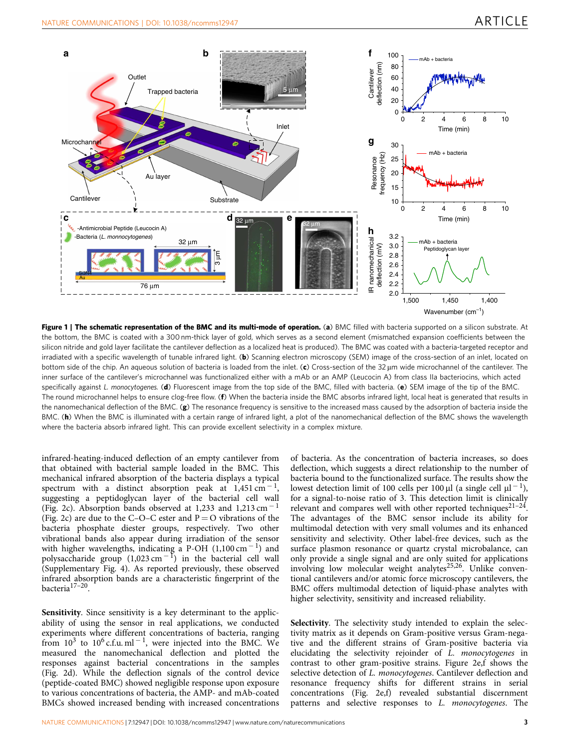**Figure 1 | The schematic representation of the BMC and its multi-mode of operation.** (**a**) BMC filled with bacteria supported on a silicon substrate. At the bottom, the BMC is coated with a 300 nm-thick layer of gold, which serves as a second element (mismatched expansion coefficients between the silicon nitride and gold layer facilitate the cantilever deflection as a localized heat is produced). The BMC was coated with a bacteria-targeted receptor and irradiated with a specific wavelength of tunable infrared light. (**b**) Scanning electron microscopy (SEM) image of the cross-section of an inlet, located on bottom side of the chip. An aqueous solution of bacteria is loaded from the inlet. (**c**) Cross-section of the 32 μm wide microchannel of the cantilever. The inner surface of the cantilever's microchannel was functionalized either with a mAb or an AMP (Leucocin A) from class IIa bacteriocins, which acted specifically against *L. monocytogenes*. (**d**) Fluorescent image from the top side of the BMC, filled with bacteria. (**e**) SEM image of the tip of the BMC. The round microchannel helps to ensure clog-free flow. (**f**) When the bacteria inside the BMC absorbs infrared light, local heat is generated that results in the nanomechanical deflection of the BMC. (**g**) The resonance frequency is sensitive to the increased mass caused by the adsorption of bacteria inside the BMC. (**h**) When the BMC is illuminated with a certain range of infrared light, a plot of the nanomechanical deflection of the BMC shows the wavelength where the bacteria absorb infrared light. This can provide excellent selectivity in a complex mixture.

infrared-heating-induced deflection of an empty cantilever from that obtained with bacterial sample loaded in the BMC. This mechanical infrared absorption of the bacteria displays a typical spectrum with a distinct absorption peak at 1,451 $cm^{-1}$, suggesting a peptidoglycan layer of the bacterial cell wall (Fig. 2c). Absorption bands observed at 1,233 and 1,213 $cm^{-1}$ (Fig. 2c) are due to the C–O–C ester and P=O vibrations of the bacteria phosphate diester groups, respectively. Two other vibrational bands also appear during irradiation of the sensor with higher wavelengths, indicating a P-OH (1,100 $cm^{-1}$) and polysaccharide group (1,023 $cm^{-1}$) in the bacterial cell wall (Supplementary Fig. 4). As reported previously, these observed infrared absorption bands are a characteristic fingerprint of the bacteria[17–20].

**Sensitivity**. Since sensitivity is a key determinant to the applicability of using the sensor in real applications, we conducted experiments where different concentrations of bacteria, ranging from $10^3$ to $10^6$ c.f.u. $ml^{-1}$, were injected into the BMC. We measured the nanomechanical deflection and plotted the responses against bacterial concentrations in the samples (Fig. 2d). While the deflection signals of the control device (peptide-coated BMC) showed negligible response upon exposure to various concentrations of bacteria, the AMP- and mAb-coated BMCs showed increased bending with increased concentrations of bacteria. As the concentration of bacteria increases, so does deflection, which suggests a direct relationship to the number of bacteria bound to the functionalized surface. The results show the lowest detection limit of 100 cells per 100 μl (a single cell $\mu l^{-1}$), for a signal-to-noise ratio of 3. This detection limit is clinically relevant and compares well with other reported techniques[21–24]. The advantages of the BMC sensor include its ability for multimodal detection with very small volumes and its enhanced sensitivity and selectivity. Other label-free devices, such as the surface plasmon resonance or quartz crystal microbalance, can only provide a single signal and are only suited for applications involving low molecular weight analytes[25,26]. Unlike conventional cantilevers and/or atomic force microscopy cantilevers, the BMC offers multimodal detection of liquid-phase analytes with higher selectivity, sensitivity and increased reliability.

**Selectivity**. The selectivity study intended to explain the selectivity matrix as it depends on Gram-positive versus Gram-negative and the different strains of Gram-positive bacteria via elucidating the selectivity rejoinder of *L. monocytogenes* in contrast to other gram-positive strains. Figure 2e,f shows the selective detection of *L. monocytogenes*. Cantilever deflection and resonance frequency shifts for different strains in serial concentrations (Fig. 2e,f) revealed substantial discernment patterns and selective responses to *L. monocytogenes*. The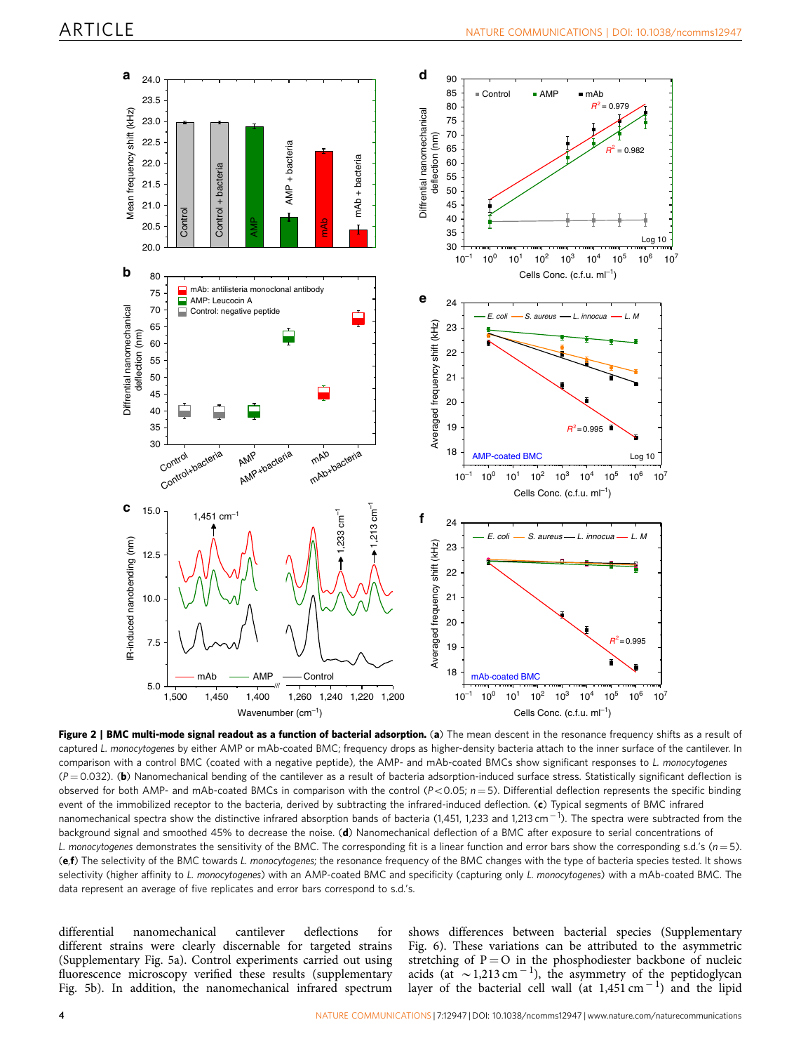**Figure 2 | BMC multi-mode signal readout as a function of bacterial adsorption.** (**a**) The mean descent in the resonance frequency shifts as a result of captured *L. monocytogenes* by either AMP or mAb-coated BMC; frequency drops as higher-density bacteria attach to the inner surface of the cantilever. In comparison with a control BMC (coated with a negative peptide), the AMP- and mAb-coated BMCs show significant responses to *L. monocytogenes* ($P = 0.032$). (**b**) Nanomechanical bending of the cantilever as a result of bacteria adsorption-induced surface stress. Statistically significant deflection is observed for both AMP- and mAb-coated BMCs in comparison with the control ($P < 0.05$; $n = 5$). Differential deflection represents the specific binding event of the immobilized receptor to the bacteria, derived by subtracting the infrared-induced deflection. (**c**) Typical segments of BMC infrared nanomechanical spectra show the distinctive infrared absorption bands of bacteria (1,451, 1,233 and 1,213 $cm^{-1}$). The spectra were subtracted from the background signal and smoothed 45% to decrease the noise. (**d**) Nanomechanical deflection of a BMC after exposure to serial concentrations of *L. monocytogenes* demonstrates the sensitivity of the BMC. The corresponding fit is a linear function and error bars show the corresponding s.d.'s ($n = 5$). (**e**,**f**) The selectivity of the BMC towards *L. monocytogenes*; the resonance frequency of the BMC changes with the type of bacteria species tested. It shows selectivity (higher affinity to *L. monocytogenes*) with an AMP-coated BMC and specificity (capturing only *L. monocytogenes*) with a mAb-coated BMC. The data represent an average of five replicates and error bars correspond to s.d.'s.

differential nanomechanical cantilever deflections for different strains were clearly discernable for targeted strains (Supplementary Fig. 5a). Control experiments carried out using fluorescence microscopy verified these results (supplementary Fig. 5b). In addition, the nanomechanical infrared spectrum shows differences between bacterial species (Supplementary Fig. 6). These variations can be attributed to the asymmetric stretching of P = O in the phosphodiester backbone of nucleic acids (at ~1,213 $cm^{-1}$), the asymmetry of the peptidoglycan layer of the bacterial cell wall (at 1,451 $cm^{-1}$) and the lipid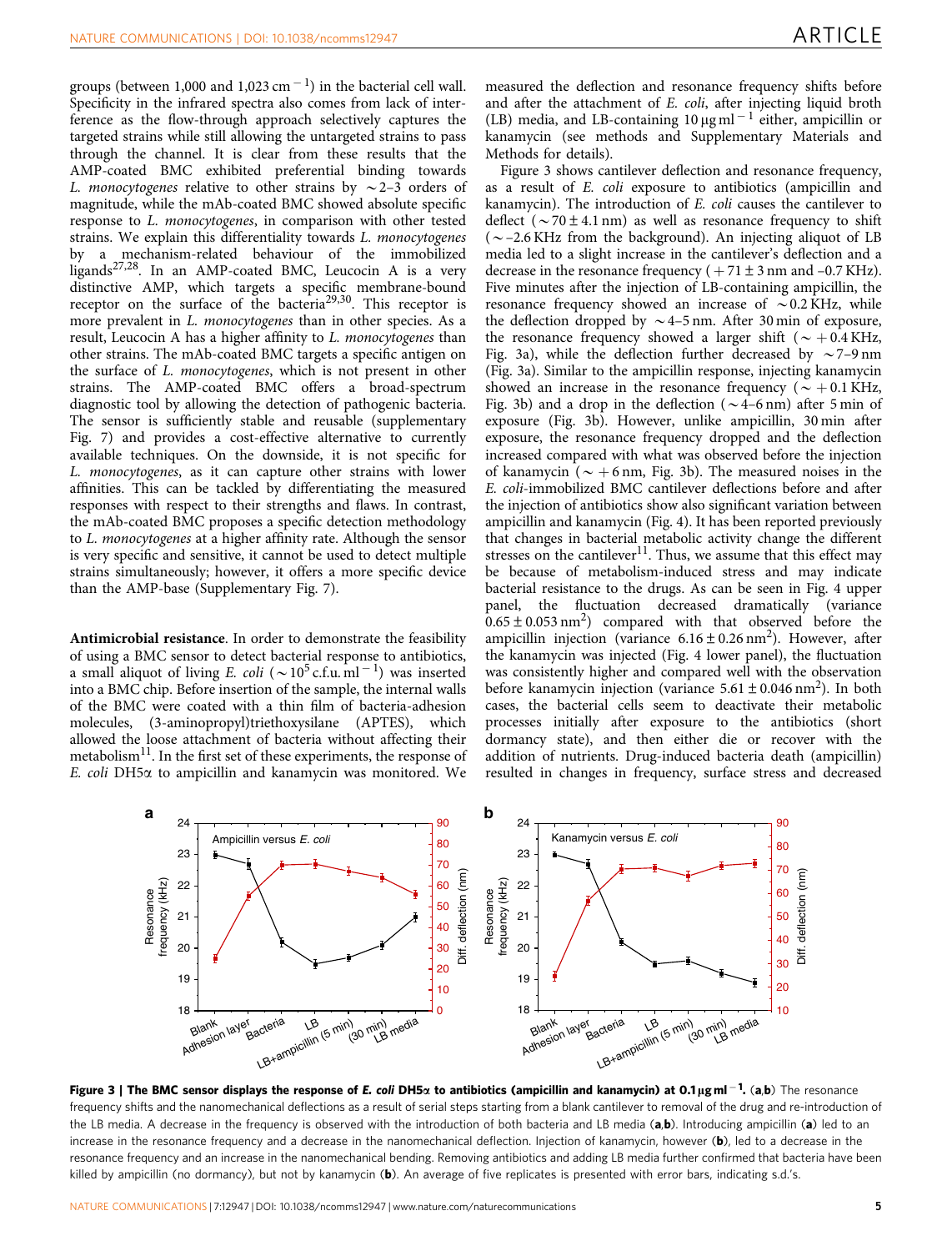groups (between 1,000 and 1,023 $cm^{-1}$) in the bacterial cell wall. Specificity in the infrared spectra also comes from lack of interference as the flow-through approach selectively captures the targeted strains while still allowing the untargeted strains to pass through the channel. It is clear from these results that the AMP-coated BMC exhibited preferential binding towards *L. monocytogenes* relative to other strains by ~2–3 orders of magnitude, while the mAb-coated BMC showed absolute specific response to *L. monocytogenes*, in comparison with other tested strains. We explain this differentiality towards *L. monocytogenes* by a mechanism-related behaviour of the immobilized ligands[27,28]. In an AMP-coated BMC, Leucocin A is a very distinctive AMP, which targets a specific membrane-bound receptor on the surface of the bacteria[29,30]. This receptor is more prevalent in *L. monocytogenes* than in other species. As a result, Leucocin A has a higher affinity to *L. monocytogenes* than other strains. The mAb-coated BMC targets a specific antigen on the surface of *L. monocytogenes*, which is not present in other strains. The AMP-coated BMC offers a broad-spectrum diagnostic tool by allowing the detection of pathogenic bacteria. The sensor is sufficiently stable and reusable (supplementary Fig. 7) and provides a cost-effective alternative to currently available techniques. On the downside, it is not specific for *L. monocytogenes*, as it can capture other strains with lower affinities. This can be tackled by differentiating the measured responses with respect to their strengths and flaws. In contrast, the mAb-coated BMC proposes a specific detection methodology to *L. monocytogenes* at a higher affinity rate. Although the sensor is very specific and sensitive, it cannot be used to detect multiple strains simultaneously; however, it offers a more specific device than the AMP-base (Supplementary Fig. 7).

**Antimicrobial resistance**. In order to demonstrate the feasibility of using a BMC sensor to detect bacterial response to antibiotics, a small aliquot of living *E. coli* (~$10^5$ c.f.u. $ml^{-1}$) was inserted into a BMC chip. Before insertion of the sample, the internal walls of the BMC were coated with a thin film of bacteria-adhesion molecules, (3-aminopropyl)triethoxysilane (APTES), which allowed the loose attachment of bacteria without affecting their metabolism[11]. In the first set of these experiments, the response of *E. coli* DH5α to ampicillin and kanamycin was monitored. We measured the deflection and resonance frequency shifts before and after the attachment of *E. coli*, after injecting liquid broth (LB) media, and LB-containing 10 μg $ml^{-1}$ either, ampicillin or kanamycin (see methods and Supplementary Materials and Methods for details).

Figure 3 shows cantilever deflection and resonance frequency, as a result of *E. coli* exposure to antibiotics (ampicillin and kanamycin). The introduction of *E. coli* causes the cantilever to deflect (~70 ± 4.1 nm) as well as resonance frequency to shift (~–2.6 KHz from the background). An injecting aliquot of LB media led to a slight increase in the cantilever's deflection and a decrease in the resonance frequency (+71 ± 3 nm and –0.7 KHz). Five minutes after the injection of LB-containing ampicillin, the resonance frequency showed an increase of ~0.2 KHz, while the deflection dropped by ~4–5 nm. After 30 min of exposure, the resonance frequency showed a larger shift (~+0.4 KHz, Fig. 3a), while the deflection further decreased by ~7–9 nm (Fig. 3a). Similar to the ampicillin response, injecting kanamycin showed an increase in the resonance frequency (~+0.1 KHz, Fig. 3b) and a drop in the deflection (~4–6 nm) after 5 min of exposure (Fig. 3b). However, unlike ampicillin, 30 min after exposure, the resonance frequency dropped and the deflection increased compared with what was observed before the injection of kanamycin (~+6 nm, Fig. 3b). The measured noises in the *E. coli*-immobilized BMC cantilever deflections before and after the injection of antibiotics show also significant variation between ampicillin and kanamycin (Fig. 4). It has been reported previously that changes in bacterial metabolic activity change the different stresses on the cantilever[11]. Thus, we assume that this effect may be because of metabolism-induced stress and may indicate bacterial resistance to the drugs. As can be seen in Fig. 4 upper panel, the fluctuation decreased dramatically (variance 0.65 ± 0.053 $nm^2$) compared with that observed before the ampicillin injection (variance 6.16 ± 0.26 $nm^2$). However, after the kanamycin was injected (Fig. 4 lower panel), the fluctuation was consistently higher and compared well with the observation before kanamycin injection (variance 5.61 ± 0.046 $nm^2$). In both cases, the bacterial cells seem to deactivate their metabolic processes initially after exposure to the antibiotics (short dormancy state), and then either die or recover with the addition of nutrients. Drug-induced bacteria death (ampicillin) resulted in changes in frequency, surface stress and decreased

**Figure 3 | The BMC sensor displays the response of *E. coli* DH5α to antibiotics (ampicillin and kanamycin) at 0.1 μg $ml^{-1}$.** (**a**,**b**) The resonance frequency shifts and the nanomechanical deflections as a result of serial steps starting from a blank cantilever to removal of the drug and re-introduction of the LB media. A decrease in the frequency is observed with the introduction of both bacteria and LB media (**a**,**b**). Introducing ampicillin (**a**) led to an increase in the resonance frequency and a decrease in the nanomechanical deflection. Injection of kanamycin, however (**b**), led to a decrease in the resonance frequency and an increase in the nanomechanical bending. Removing antibiotics and adding LB media further confirmed that bacteria have been killed by ampicillin (no dormancy), but not by kanamycin (**b**). An average of five replicates is presented with error bars, indicating s.d.'s.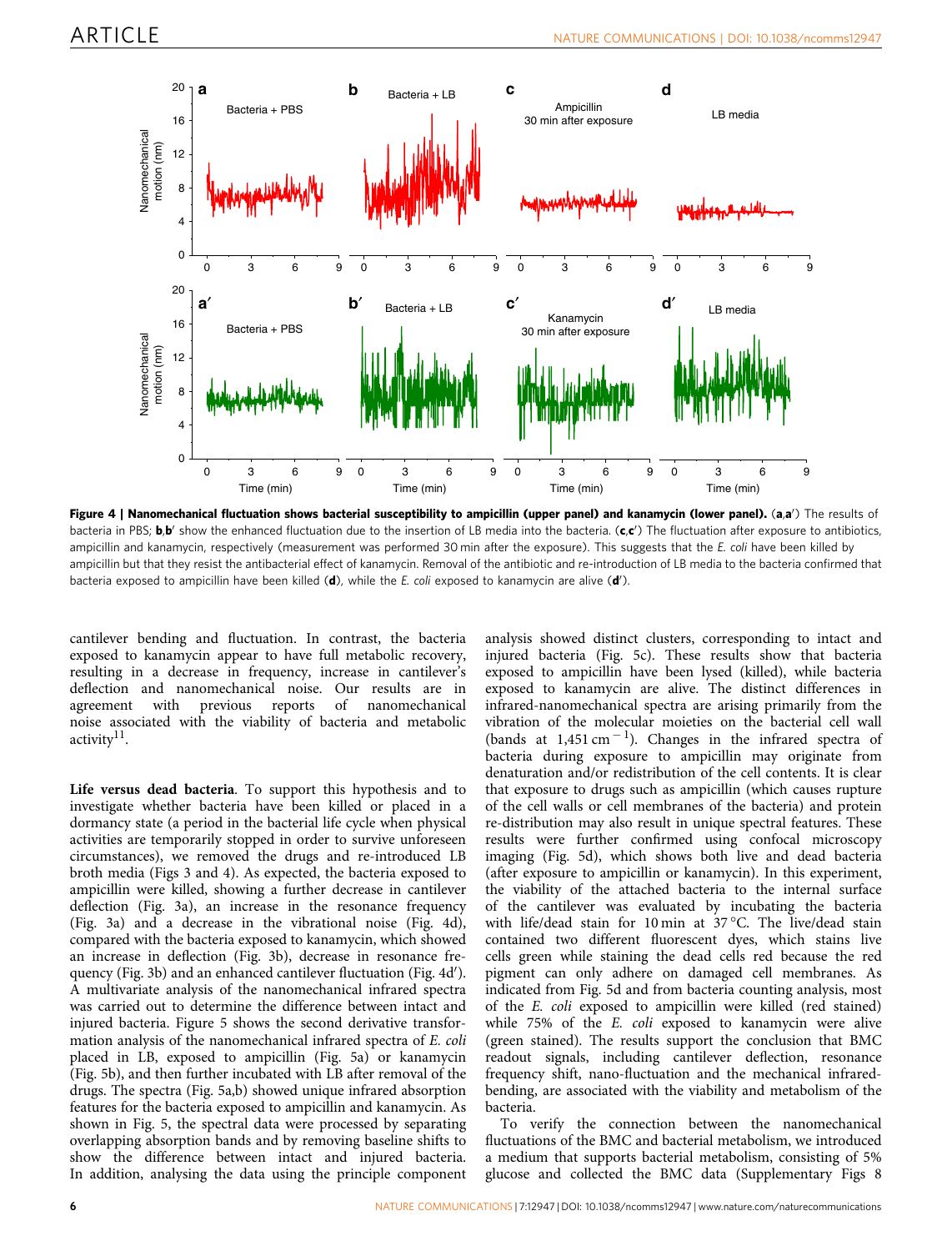**Figure 4 | Nanomechanical fluctuation shows bacterial susceptibility to ampicillin (upper panel) and kanamycin (lower panel).** (**a**,**a′**) The results of bacteria in PBS; **b**,**b′** show the enhanced fluctuation due to the insertion of LB media into the bacteria. (**c**,**c′**) The fluctuation after exposure to antibiotics, ampicillin and kanamycin, respectively (measurement was performed 30 min after the exposure). This suggests that the *E. coli* have been killed by ampicillin but that they resist the antibacterial effect of kanamycin. Removal of the antibiotic and re-introduction of LB media to the bacteria confirmed that bacteria exposed to ampicillin have been killed (**d**), while the *E. coli* exposed to kanamycin are alive (**d′**).

cantilever bending and fluctuation. In contrast, the bacteria exposed to kanamycin appear to have full metabolic recovery, resulting in a decrease in frequency, increase in cantilever's deflection and nanomechanical noise. Our results are in agreement with previous reports of nanomechanical noise associated with the viability of bacteria and metabolic activity[11].

**Life versus dead bacteria**. To support this hypothesis and to investigate whether bacteria have been killed or placed in a dormancy state (a period in the bacterial life cycle when physical activities are temporarily stopped in order to survive unforeseen circumstances), we removed the drugs and re-introduced LB broth media (Figs 3 and 4). As expected, the bacteria exposed to ampicillin were killed, showing a further decrease in cantilever deflection (Fig. 3a), an increase in the resonance frequency (Fig. 3a) and a decrease in the vibrational noise (Fig. 4d), compared with the bacteria exposed to kanamycin, which showed an increase in deflection (Fig. 3b), decrease in resonance frequency (Fig. 3b) and an enhanced cantilever fluctuation (Fig. 4d′). A multivariate analysis of the nanomechanical infrared spectra was carried out to determine the difference between intact and injured bacteria. Figure 5 shows the second derivative transformation analysis of the nanomechanical infrared spectra of *E. coli* placed in LB, exposed to ampicillin (Fig. 5a) or kanamycin (Fig. 5b), and then further incubated with LB after removal of the drugs. The spectra (Fig. 5a,b) showed unique infrared absorption features for the bacteria exposed to ampicillin and kanamycin. As shown in Fig. 5, the spectral data were processed by separating overlapping absorption bands and by removing baseline shifts to show the difference between intact and injured bacteria. In addition, analysing the data using the principle component analysis showed distinct clusters, corresponding to intact and injured bacteria (Fig. 5c). These results show that bacteria exposed to ampicillin have been lysed (killed), while bacteria exposed to kanamycin are alive. The distinct differences in infrared-nanomechanical spectra are arising primarily from the vibration of the molecular moieties on the bacterial cell wall (bands at 1,451 $cm^{-1}$). Changes in the infrared spectra of bacteria during exposure to ampicillin may originate from denaturation and/or redistribution of the cell contents. It is clear that exposure to drugs such as ampicillin (which causes rupture of the cell walls or cell membranes of the bacteria) and protein re-distribution may also result in unique spectral features. These results were further confirmed using confocal microscopy imaging (Fig. 5d), which shows both live and dead bacteria (after exposure to ampicillin or kanamycin). In this experiment, the viability of the attached bacteria to the internal surface of the cantilever was evaluated by incubating the bacteria with life/dead stain for 10 min at 37 °C. The live/dead stain contained two different fluorescent dyes, which stains live cells green while staining the dead cells red because the red pigment can only adhere on damaged cell membranes. As indicated from Fig. 5d and from bacteria counting analysis, most of the *E. coli* exposed to ampicillin were killed (red stained) while 75% of the *E. coli* exposed to kanamycin were alive (green stained). The results support the conclusion that BMC readout signals, including cantilever deflection, resonance frequency shift, nano-fluctuation and the mechanical infrared-bending, are associated with the viability and metabolism of the bacteria.

To verify the connection between the nanomechanical fluctuations of the BMC and bacterial metabolism, we introduced a medium that supports bacterial metabolism, consisting of 5% glucose and collected the BMC data (Supplementary Figs 8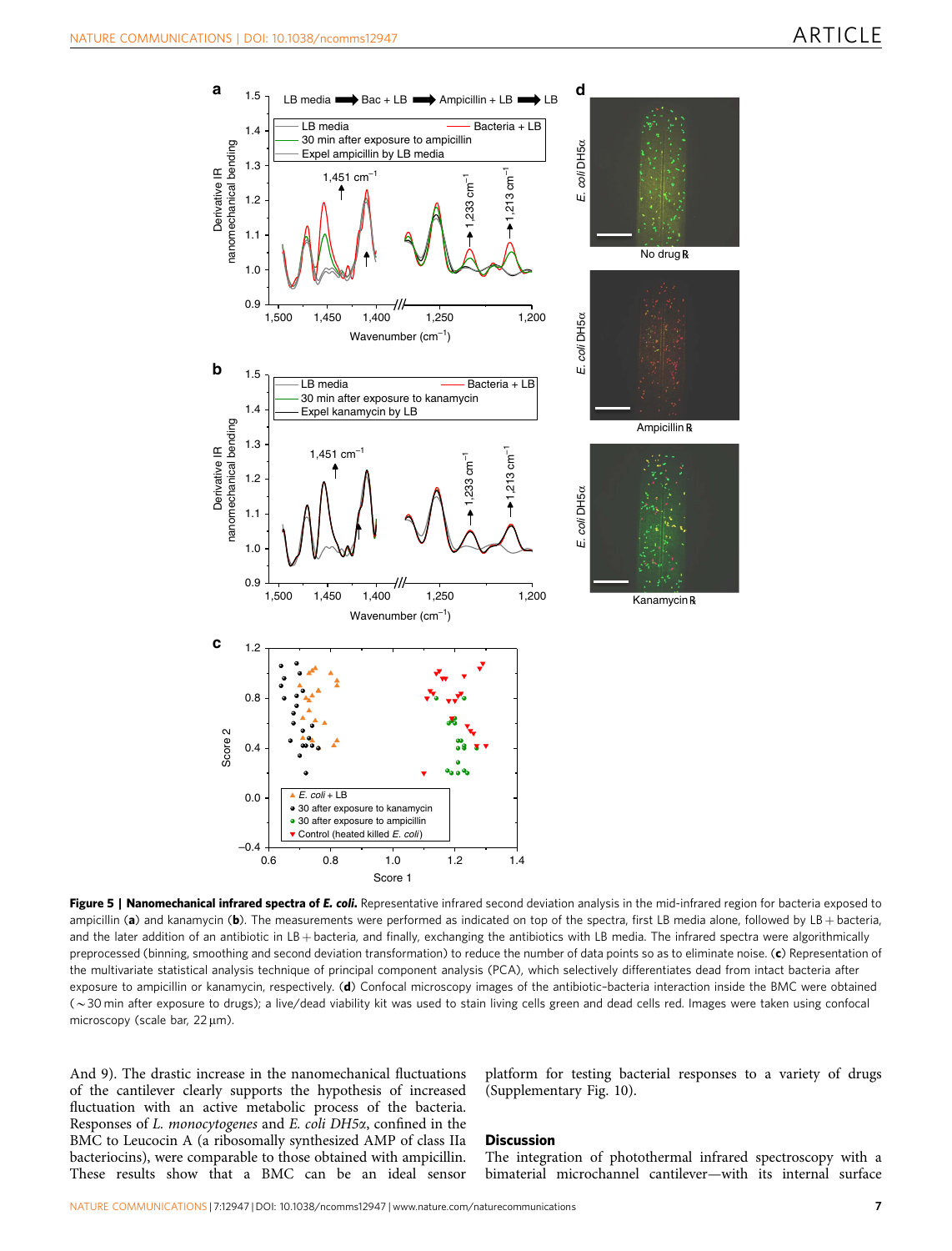**Figure 5 | Nanomechanical infrared spectra of *E. coli*.** Representative infrared second deviation analysis in the mid-infrared region for bacteria exposed to ampicillin (**a**) and kanamycin (**b**). The measurements were performed as indicated on top of the spectra, first LB media alone, followed by LB + bacteria, and the later addition of an antibiotic in LB + bacteria, and finally, exchanging the antibiotics with LB media. The infrared spectra were algorithmically preprocessed (binning, smoothing and second deviation transformation) to reduce the number of data points so as to eliminate noise. (**c**) Representation of the multivariate statistical analysis technique of principal component analysis (PCA), which selectively differentiates dead from intact bacteria after exposure to ampicillin or kanamycin, respectively. (**d**) Confocal microscopy images of the antibiotic–bacteria interaction inside the BMC were obtained (~30 min after exposure to drugs); a live/dead viability kit was used to stain living cells green and dead cells red. Images were taken using confocal microscopy (scale bar, 22 μm).

And 9). The drastic increase in the nanomechanical fluctuations of the cantilever clearly supports the hypothesis of increased fluctuation with an active metabolic process of the bacteria. Responses of *L. monocytogenes* and *E. coli DH5α*, confined in the BMC to Leucocin A (a ribosomally synthesized AMP of class IIa bacteriocins), were comparable to those obtained with ampicillin. These results show that a BMC can be an ideal sensor platform for testing bacterial responses to a variety of drugs (Supplementary Fig. 10).

## Discussion

The integration of photothermal infrared spectroscopy with a bimaterial microchannel cantilever—with its internal surface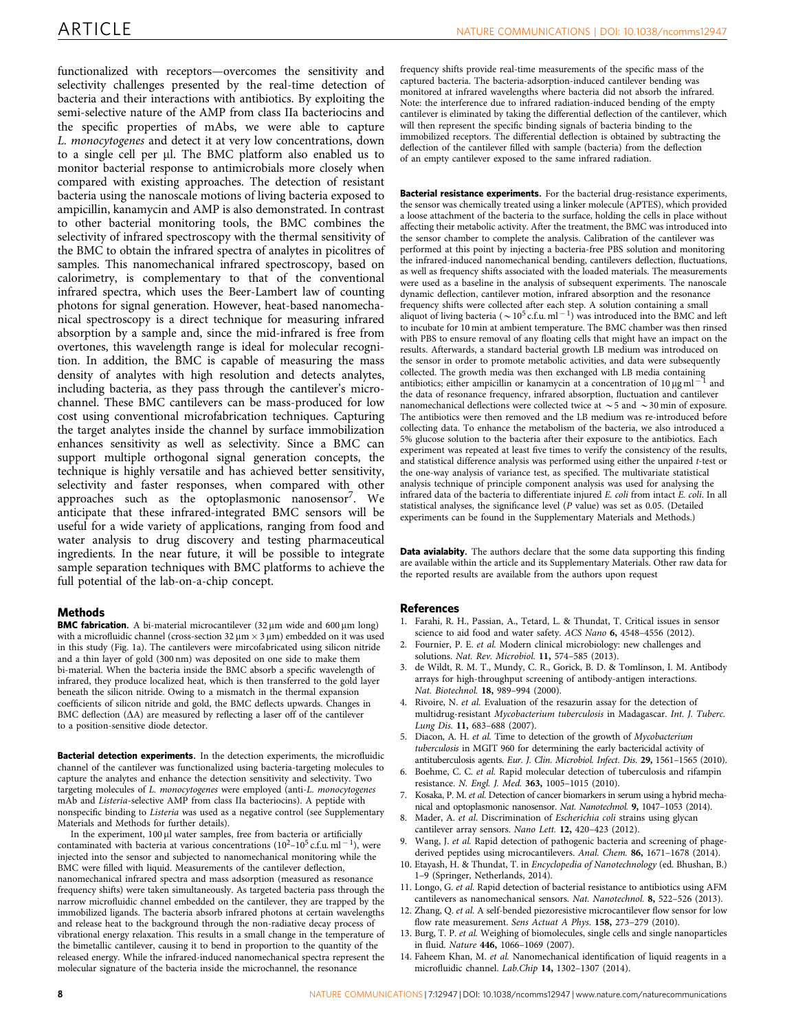functionalized with receptors—overcomes the sensitivity and selectivity challenges presented by the real-time detection of bacteria and their interactions with antibiotics. By exploiting the semi-selective nature of the AMP from class IIa bacteriocins and the specific properties of mAbs, we were able to capture *L. monocytogenes* and detect it at very low concentrations, down to a single cell per µl. The BMC platform also enabled us to monitor bacterial response to antimicrobials more closely when compared with existing approaches. The detection of resistant bacteria using the nanoscale motions of living bacteria exposed to ampicillin, kanamycin and AMP is also demonstrated. In contrast to other bacterial monitoring tools, the BMC combines the selectivity of infrared spectroscopy with the thermal sensitivity of the BMC to obtain the infrared spectra of analytes in picolitres of samples. This nanomechanical infrared spectroscopy, based on calorimetry, is complementary to that of the conventional infrared spectra, which uses the Beer-Lambert law of counting photons for signal generation. However, heat-based nanomechanical spectroscopy is a direct technique for measuring infrared absorption by a sample and, since the mid-infrared is free from overtones, this wavelength range is ideal for molecular recognition. In addition, the BMC is capable of measuring the mass density of analytes with high resolution and detects analytes, including bacteria, as they pass through the cantilever's microchannel. These BMC cantilevers can be mass-produced for low cost using conventional microfabrication techniques. Capturing the target analytes inside the channel by surface immobilization enhances sensitivity as well as selectivity. Since a BMC can support multiple orthogonal signal generation concepts, the technique is highly versatile and has achieved better sensitivity, selectivity and faster responses, when compared with other approaches such as the optoplasmonic nanosensor[7]. We anticipate that these infrared-integrated BMC sensors will be useful for a wide variety of applications, ranging from food and water analysis to drug discovery and testing pharmaceutical ingredients. In the near future, it will be possible to integrate sample separation techniques with BMC platforms to achieve the full potential of the lab-on-a-chip concept.

## Methods

**BMC fabrication.** A bi-material microcantilever (32 µm wide and 600 µm long) with a microfluidic channel (cross-section 32 µm × 3 µm) embedded on it was used in this study (Fig. 1a). The cantilevers were mircofabricated using silicon nitride and a thin layer of gold (300 nm) was deposited on one side to make them bi-material. When the bacteria inside the BMC absorb a specific wavelength of infrared, they produce localized heat, which is then transferred to the gold layer beneath the silicon nitride. Owing to a mismatch in the thermal expansion coefficients of silicon nitride and gold, the BMC deflects upwards. Changes in BMC deflection ($\Delta A$) are measured by reflecting a laser off of the cantilever to a position-sensitive diode detector.

**Bacterial detection experiments.** In the detection experiments, the microfluidic channel of the cantilever was functionalized using bacteria-targeting molecules to capture the analytes and enhance the detection sensitivity and selectivity. Two targeting molecules of *L. monocytogenes* were employed (anti-*L. monocytogenes* mAb and *Listeria*-selective AMP from class IIa bacteriocins). A peptide with nonspecific binding to *Listeria* was used as a negative control (see Supplementary Materials and Methods for further details).

In the experiment, 100 µl water samples, free from bacteria or artificially contaminated with bacteria at various concentrations ($10^2$–$10^5$ c.f.u. ml$^{-1}$), were injected into the sensor and subjected to nanomechanical monitoring while the BMC were filled with liquid. Measurements of the cantilever deflection, nanomechanical infrared spectra and mass adsorption (measured as resonance frequency shifts) were taken simultaneously. As targeted bacteria pass through the narrow microfluidic channel embedded on the cantilever, they are trapped by the immobilized ligands. The bacteria absorb infrared photons at certain wavelengths and release heat to the background through the non-radiative decay process of vibrational energy relaxation. This results in a small change in the temperature of the bimetallic cantilever, causing it to bend in proportion to the quantity of the released energy. While the infrared-induced nanomechanical spectra represent the molecular signature of the bacteria inside the microchannel, the resonance frequency shifts provide real-time measurements of the specific mass of the captured bacteria. The bacteria-adsorption-induced cantilever bending was monitored at infrared wavelengths where bacteria did not absorb the infrared. Note: the interference due to infrared radiation-induced bending of the empty cantilever is eliminated by taking the differential deflection of the cantilever, which will then represent the specific binding signals of bacteria binding to the immobilized receptors. The differential deflection is obtained by subtracting the deflection of the cantilever filled with sample (bacteria) from the deflection of an empty cantilever exposed to the same infrared radiation.

**Bacterial resistance experiments.** For the bacterial drug-resistance experiments, the sensor was chemically treated using a linker molecule (APTES), which provided a loose attachment of the bacteria to the surface, holding the cells in place without affecting their metabolic activity. After the treatment, the BMC was introduced into the sensor chamber to complete the analysis. Calibration of the cantilever was performed at this point by injecting a bacteria-free PBS solution and monitoring the infrared-induced nanomechanical bending, cantilevers deflection, fluctuations, as well as frequency shifts associated with the loaded materials. The measurements were used as a baseline in the analysis of subsequent experiments. The nanoscale dynamic deflection, cantilever motion, infrared absorption and the resonance frequency shifts were collected after each step. A solution containing a small aliquot of living bacteria ($\sim 10^5$ c.f.u. ml$^{-1}$) was introduced into the BMC and left to incubate for 10 min at ambient temperature. The BMC chamber was then rinsed with PBS to ensure removal of any floating cells that might have an impact on the results. Afterwards, a standard bacterial growth LB medium was introduced on the sensor in order to promote metabolic activities, and data were subsequently collected. The growth media was then exchanged with LB media containing antibiotics; either ampicillin or kanamycin at a concentration of 10 µg ml$^{-1}$ and the data of resonance frequency, infrared absorption, fluctuation and cantilever nanomechanical deflections were collected twice at $\sim 5$ and $\sim 30$ min of exposure. The antibiotics were then removed and the LB medium was re-introduced before collecting data. To enhance the metabolism of the bacteria, we also introduced a 5% glucose solution to the bacteria after their exposure to the antibiotics. Each experiment was repeated at least five times to verify the consistency of the results, and statistical difference analysis was performed using either the unpaired *t*-test or the one-way analysis of variance test, as specified. The multivariate statistical analysis technique of principle component analysis was used for analysing the infrared data of the bacteria to differentiate injured *E. coli* from intact *E. coli*. In all statistical analyses, the significance level (*P* value) was set as 0.05. (Detailed experiments can be found in the Supplementary Materials and Methods.)

**Data avialabity.** The authors declare that the some data supporting this finding are available within the article and its Supplementary Materials. Other raw data for the reported results are available from the authors upon request

## References

1. Farahi, R. H., Passian, A., Tetard, L. & Thundat, T. Critical issues in sensor science to aid food and water safety. *ACS Nano* **6**, 4548–4556 (2012).
2. Fournier, P. E. *et al.* Modern clinical microbiology: new challenges and solutions. *Nat. Rev. Microbiol.* **11**, 574–585 (2013).
3. de Wildt, R. M. T., Mundy, C. R., Gorick, B. D. & Tomlinson, I. M. Antibody arrays for high-throughput screening of antibody-antigen interactions. *Nat. Biotechnol.* **18**, 989–994 (2000).
4. Rivoire, N. *et al.* Evaluation of the resazurin assay for the detection of multidrug-resistant *Mycobacterium tuberculosis* in Madagascar. *Int. J. Tuberc. Lung Dis.* **11**, 683–688 (2007).
5. Diacon, A. H. *et al.* Time to detection of the growth of *Mycobacterium tuberculosis* in MGIT 960 for determining the early bactericidal activity of antituberculosis agents. *Eur. J. Clin. Microbiol. Infect. Dis.* **29**, 1561–1565 (2010).
6. Boehme, C. C. *et al.* Rapid molecular detection of tuberculosis and rifampin resistance. *N. Engl. J. Med.* **363**, 1005–1015 (2010).
7. Kosaka, P. M. *et al.* Detection of cancer biomarkers in serum using a hybrid mechanical and optoplasmonic nanosensor. *Nat. Nanotechnol.* **9**, 1047–1053 (2014).
8. Mader, A. *et al.* Discrimination of *Escherichia coli* strains using glycan cantilever array sensors. *Nano Lett.* **12**, 420–423 (2012).
9. Wang, J. *et al.* Rapid detection of pathogenic bacteria and screening of phage-derived peptides using microcantilevers. *Anal. Chem.* **86**, 1671–1678 (2014).
10. Etayash, H. & Thundat, T. in *Encyclopedia of Nanotechnology* (ed. Bhushan, B.) 1–9 (Springer, Netherlands, 2014).
11. Longo, G. *et al.* Rapid detection of bacterial resistance to antibiotics using AFM cantilevers as nanomechanical sensors. *Nat. Nanotechnol.* **8**, 522–526 (2013).
12. Zhang, Q. *et al.* A self-bended piezoresistive microcantilever flow sensor for low flow rate measurement. *Sens Actuat A Phys.* **158**, 273–279 (2010).
13. Burg, T. P. *et al.* Weighing of biomolecules, single cells and single nanoparticles in fluid. *Nature* **446**, 1066–1069 (2007).
14. Faheem Khan, M. *et al.* Nanomechanical identification of liquid reagents in a microfluidic channel. *Lab.Chip* **14**, 1302–1307 (2014).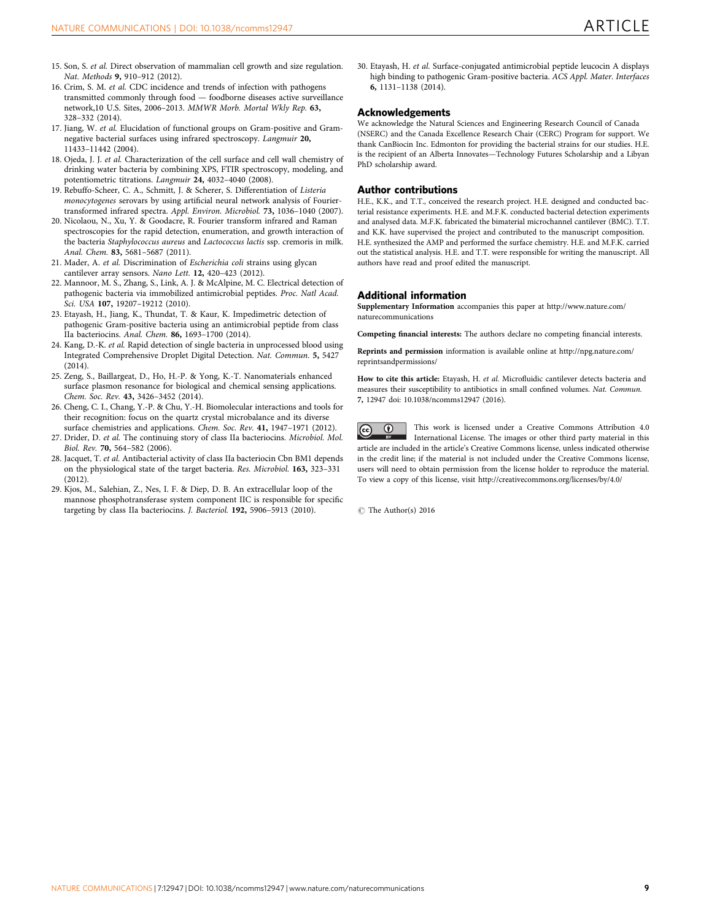15. Son, S. *et al.* Direct observation of mammalian cell growth and size regulation. *Nat. Methods* **9,** 910–912 (2012).
16. Crim, S. M. *et al.* CDC incidence and trends of infection with pathogens transmitted commonly through food — foodborne diseases active surveillance network,10 U.S. Sites, 2006–2013. *MMWR Morb. Mortal Wkly Rep.* **63,** 328–332 (2014).
17. Jiang, W. *et al.* Elucidation of functional groups on Gram-positive and Gram-negative bacterial surfaces using infrared spectroscopy. *Langmuir* **20,** 11433–11442 (2004).
18. Ojeda, J. J. *et al.* Characterization of the cell surface and cell wall chemistry of drinking water bacteria by combining XPS, FTIR spectroscopy, modeling, and potentiometric titrations. *Langmuir* **24,** 4032–4040 (2008).
19. Rebuffo-Scheer, C. A., Schmitt, J. & Scherer, S. Differentiation of *Listeria monocytogenes* serovars by using artificial neural network analysis of Fourier-transformed infrared spectra. *Appl. Environ. Microbiol.* **73,** 1036–1040 (2007).
20. Nicolaou, N., Xu, Y. & Goodacre, R. Fourier transform infrared and Raman spectroscopies for the rapid detection, enumeration, and growth interaction of the bacteria *Staphylococcus aureus* and *Lactococcus lactis* ssp. cremoris in milk. *Anal. Chem.* **83,** 5681–5687 (2011).
21. Mader, A. *et al.* Discrimination of *Escherichia coli* strains using glycan cantilever array sensors. *Nano Lett.* **12,** 420–423 (2012).
22. Mannoor, M. S., Zhang, S., Link, A. J. & McAlpine, M. C. Electrical detection of pathogenic bacteria via immobilized antimicrobial peptides. *Proc. Natl Acad. Sci. USA* **107,** 19207–19212 (2010).
23. Etayash, H., Jiang, K., Thundat, T. & Kaur, K. Impedimetric detection of pathogenic Gram-positive bacteria using an antimicrobial peptide from class IIa bacteriocins. *Anal. Chem.* **86,** 1693–1700 (2014).
24. Kang, D.-K. *et al.* Rapid detection of single bacteria in unprocessed blood using Integrated Comprehensive Droplet Digital Detection. *Nat. Commun.* **5,** 5427 (2014).
25. Zeng, S., Baillargeat, D., Ho, H.-P. & Yong, K.-T. Nanomaterials enhanced surface plasmon resonance for biological and chemical sensing applications. *Chem. Soc. Rev.* **43,** 3426–3452 (2014).
26. Cheng, C. I., Chang, Y.-P. & Chu, Y.-H. Biomolecular interactions and tools for their recognition: focus on the quartz crystal microbalance and its diverse surface chemistries and applications. *Chem. Soc. Rev.* **41,** 1947–1971 (2012).
27. Drider, D. *et al.* The continuing story of class IIa bacteriocins. *Microbiol. Mol. Biol. Rev.* **70,** 564–582 (2006).
28. Jacquet, T. *et al.* Antibacterial activity of class IIa bacteriocin Cbn BM1 depends on the physiological state of the target bacteria. *Res. Microbiol.* **163,** 323–331 (2012).
29. Kjos, M., Salehian, Z., Nes, I. F. & Diep, D. B. An extracellular loop of the mannose phosphotransferase system component IIC is responsible for specific targeting by class IIa bacteriocins. *J. Bacteriol.* **192,** 5906–5913 (2010).
30. Etayash, H. *et al.* Surface-conjugated antimicrobial peptide leucocin A displays high binding to pathogenic Gram-positive bacteria. *ACS Appl. Mater. Interfaces* **6,** 1131–1138 (2014).

## Acknowledgements

We acknowledge the Natural Sciences and Engineering Research Council of Canada (NSERC) and the Canada Excellence Research Chair (CERC) Program for support. We thank CanBiocin Inc. Edmonton for providing the bacterial strains for our studies. H.E. is the recipient of an Alberta Innovates—Technology Futures Scholarship and a Libyan PhD scholarship award.

## Author contributions

H.E., K.K., and T.T., conceived the research project. H.E. designed and conducted bacterial resistance experiments. H.E. and M.F.K. conducted bacterial detection experiments and analysed data. M.F.K. fabricated the bimaterial microchannel cantilever (BMC). T.T. and K.K. have supervised the project and contributed to the manuscript composition. H.E. synthesized the AMP and performed the surface chemistry. H.E. and M.F.K. carried out the statistical analysis. H.E. and T.T. were responsible for writing the manuscript. All authors have read and proof edited the manuscript.

## Additional information

**Supplementary Information** accompanies this paper at http://www.nature.com/naturecommunications

**Competing financial interests:** The authors declare no competing financial interests.

**Reprints and permission** information is available online at http://npg.nature.com/reprintsandpermissions/

**How to cite this article:** Etayash, H. *et al.* Microfluidic cantilever detects bacteria and measures their susceptibility to antibiotics in small confined volumes. *Nat. Commun.* **7,** 12947 doi: 10.1038/ncomms12947 (2016).

This work is licensed under a Creative Commons Attribution 4.0 International License. The images or other third party material in this article are included in the article's Creative Commons license, unless indicated otherwise in the credit line; if the material is not included under the Creative Commons license, users will need to obtain permission from the license holder to reproduce the material. To view a copy of this license, visit http://creativecommons.org/licenses/by/4.0/

© The Author(s) 2016